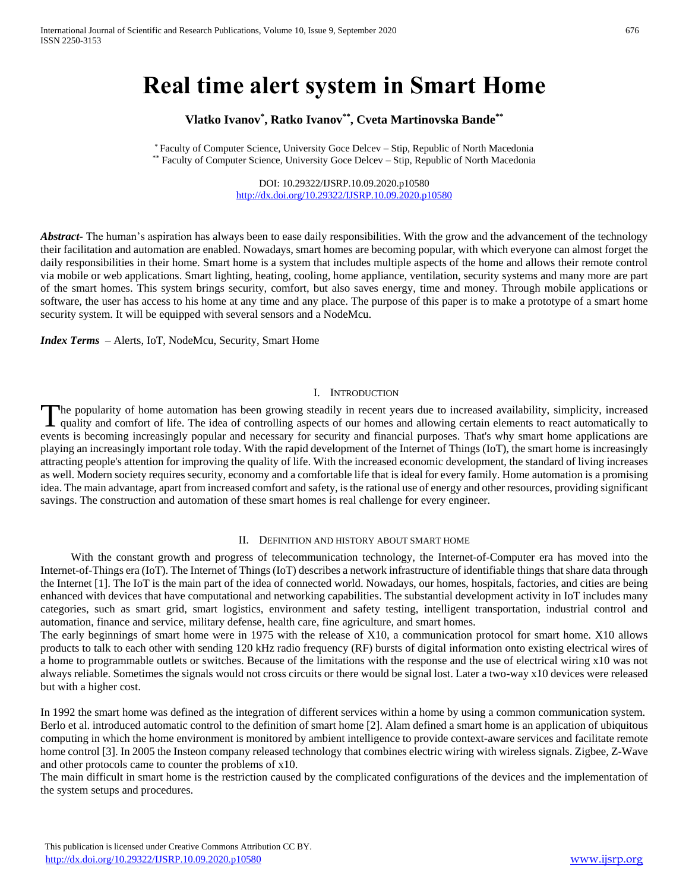# Real time alert system in Smart Home

**Vlatko Ivanov*, Ratko Ivanov**, Cveta Martinovska Bande****

* Faculty of Computer Science, University Goce Delcev – Stip, Republic of North Macedonia
** Faculty of Computer Science, University Goce Delcev – Stip, Republic of North Macedonia

DOI: 10.29322/IJSRP.10.09.2020.p10580
http://dx.doi.org/10.29322/IJSRP.10.09.2020.p10580

***Abstract***- The human's aspiration has always been to ease daily responsibilities. With the grow and the advancement of the technology their facilitation and automation are enabled. Nowadays, smart homes are becoming popular, with which everyone can almost forget the daily responsibilities in their home. Smart home is a system that includes multiple aspects of the home and allows their remote control via mobile or web applications. Smart lighting, heating, cooling, home appliance, ventilation, security systems and many more are part of the smart homes. This system brings security, comfort, but also saves energy, time and money. Through mobile applications or software, the user has access to his home at any time and any place. The purpose of this paper is to make a prototype of a smart home security system. It will be equipped with several sensors and a NodeMcu.

***Index Terms*** – Alerts, IoT, NodeMcu, Security, Smart Home

## I. Introduction

The popularity of home automation has been growing steadily in recent years due to increased availability, simplicity, increased quality and comfort of life. The idea of controlling aspects of our homes and allowing certain elements to react automatically to events is becoming increasingly popular and necessary for security and financial purposes. That's why smart home applications are playing an increasingly important role today. With the rapid development of the Internet of Things (IoT), the smart home is increasingly attracting people's attention for improving the quality of life. With the increased economic development, the standard of living increases as well. Modern society requires security, economy and a comfortable life that is ideal for every family. Home automation is a promising idea. The main advantage, apart from increased comfort and safety, is the rational use of energy and other resources, providing significant savings. The construction and automation of these smart homes is real challenge for every engineer.

## II. Definition and history about smart home

With the constant growth and progress of telecommunication technology, the Internet-of-Computer era has moved into the Internet-of-Things era (IoT). The Internet of Things (IoT) describes a network infrastructure of identifiable things that share data through the Internet [1]. The IoT is the main part of the idea of connected world. Nowadays, our homes, hospitals, factories, and cities are being enhanced with devices that have computational and networking capabilities. The substantial development activity in IoT includes many categories, such as smart grid, smart logistics, environment and safety testing, intelligent transportation, industrial control and automation, finance and service, military defense, health care, fine agriculture, and smart homes.
The early beginnings of smart home were in 1975 with the release of X10, a communication protocol for smart home. X10 allows products to talk to each other with sending 120 kHz radio frequency (RF) bursts of digital information onto existing electrical wires of a home to programmable outlets or switches. Because of the limitations with the response and the use of electrical wiring x10 was not always reliable. Sometimes the signals would not cross circuits or there would be signal lost. Later a two-way x10 devices were released but with a higher cost.

In 1992 the smart home was defined as the integration of different services within a home by using a common communication system. Berlo et al. introduced automatic control to the definition of smart home [2]. Alam defined a smart home is an application of ubiquitous computing in which the home environment is monitored by ambient intelligence to provide context-aware services and facilitate remote home control [3]. In 2005 the Insteon company released technology that combines electric wiring with wireless signals. Zigbee, Z-Wave and other protocols came to counter the problems of x10.
The main difficult in smart home is the restriction caused by the complicated configurations of the devices and the implementation of the system setups and procedures.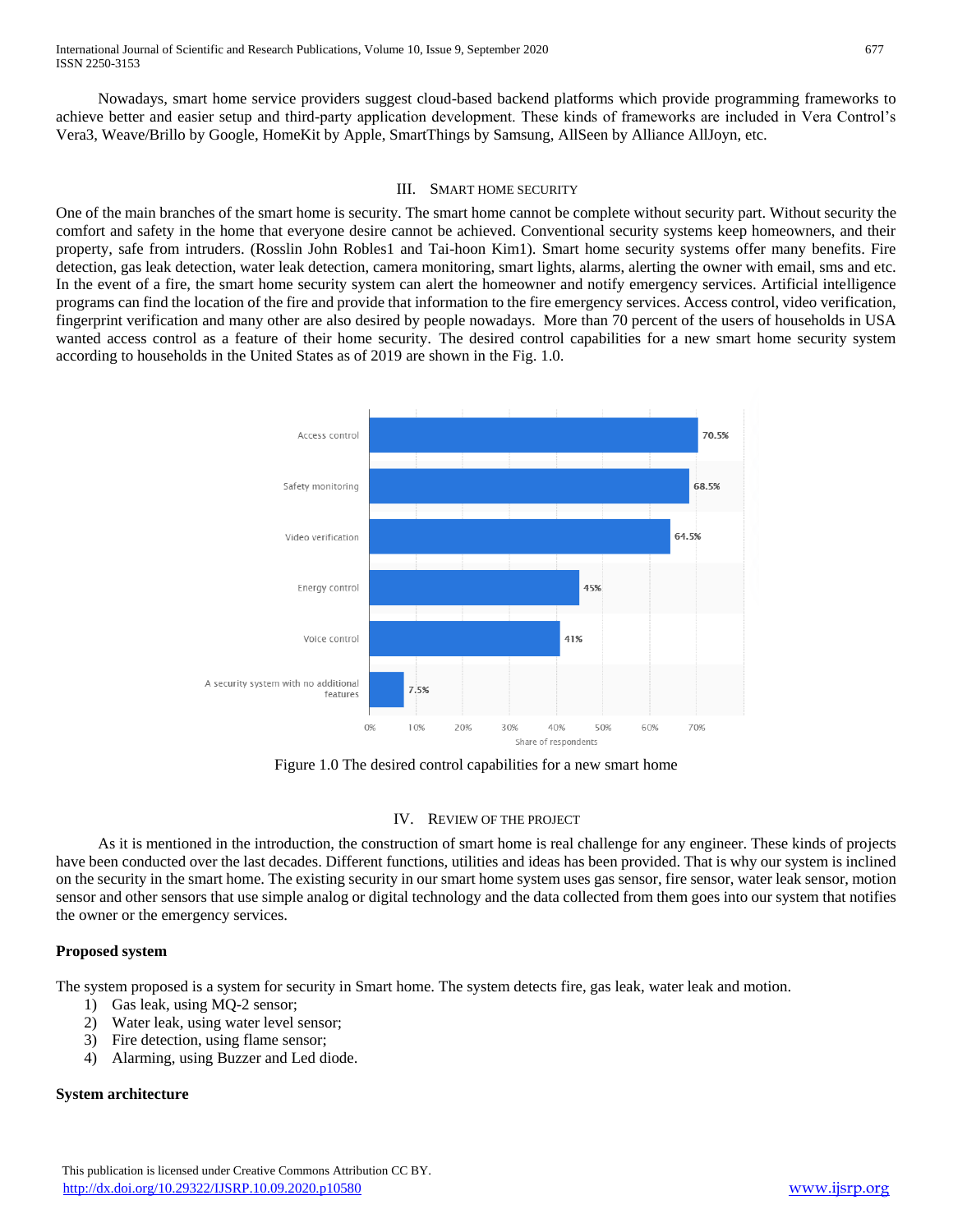Nowadays, smart home service providers suggest cloud-based backend platforms which provide programming frameworks to achieve better and easier setup and third-party application development. These kinds of frameworks are included in Vera Control's Vera3, Weave/Brillo by Google, HomeKit by Apple, SmartThings by Samsung, AllSeen by Alliance AllJoyn, etc.

## III. Smart Home Security

One of the main branches of the smart home is security. The smart home cannot be complete without security part. Without security the comfort and safety in the home that everyone desire cannot be achieved. Conventional security systems keep homeowners, and their property, safe from intruders. (Rosslin John Robles1 and Tai-hoon Kim1). Smart home security systems offer many benefits. Fire detection, gas leak detection, water leak detection, camera monitoring, smart lights, alarms, alerting the owner with email, sms and etc. In the event of a fire, the smart home security system can alert the homeowner and notify emergency services. Artificial intelligence programs can find the location of the fire and provide that information to the fire emergency services. Access control, video verification, fingerprint verification and many other are also desired by people nowadays. More than 70 percent of the users of households in USA wanted access control as a feature of their home security. The desired control capabilities for a new smart home security system according to households in the United States as of 2019 are shown in the Fig. 1.0.

| Feature | Share of respondents |
|---|---|
| Access control | 70.5% |
| Safety monitoring | 68.5% |
| Video verification | 64.5% |
| Energy control | 45% |
| Voice control | 41% |
| A security system with no additional features | 7.5% |

Figure 1.0 The desired control capabilities for a new smart home

## IV. Review of the Project

As it is mentioned in the introduction, the construction of smart home is real challenge for any engineer. These kinds of projects have been conducted over the last decades. Different functions, utilities and ideas has been provided. That is why our system is inclined on the security in the smart home. The existing security in our smart home system uses gas sensor, fire sensor, water leak sensor, motion sensor and other sensors that use simple analog or digital technology and the data collected from them goes into our system that notifies the owner or the emergency services.

**Proposed system**

The system proposed is a system for security in Smart home. The system detects fire, gas leak, water leak and motion.

1) Gas leak, using MQ-2 sensor;
2) Water leak, using water level sensor;
3) Fire detection, using flame sensor;
4) Alarming, using Buzzer and Led diode.

**System architecture**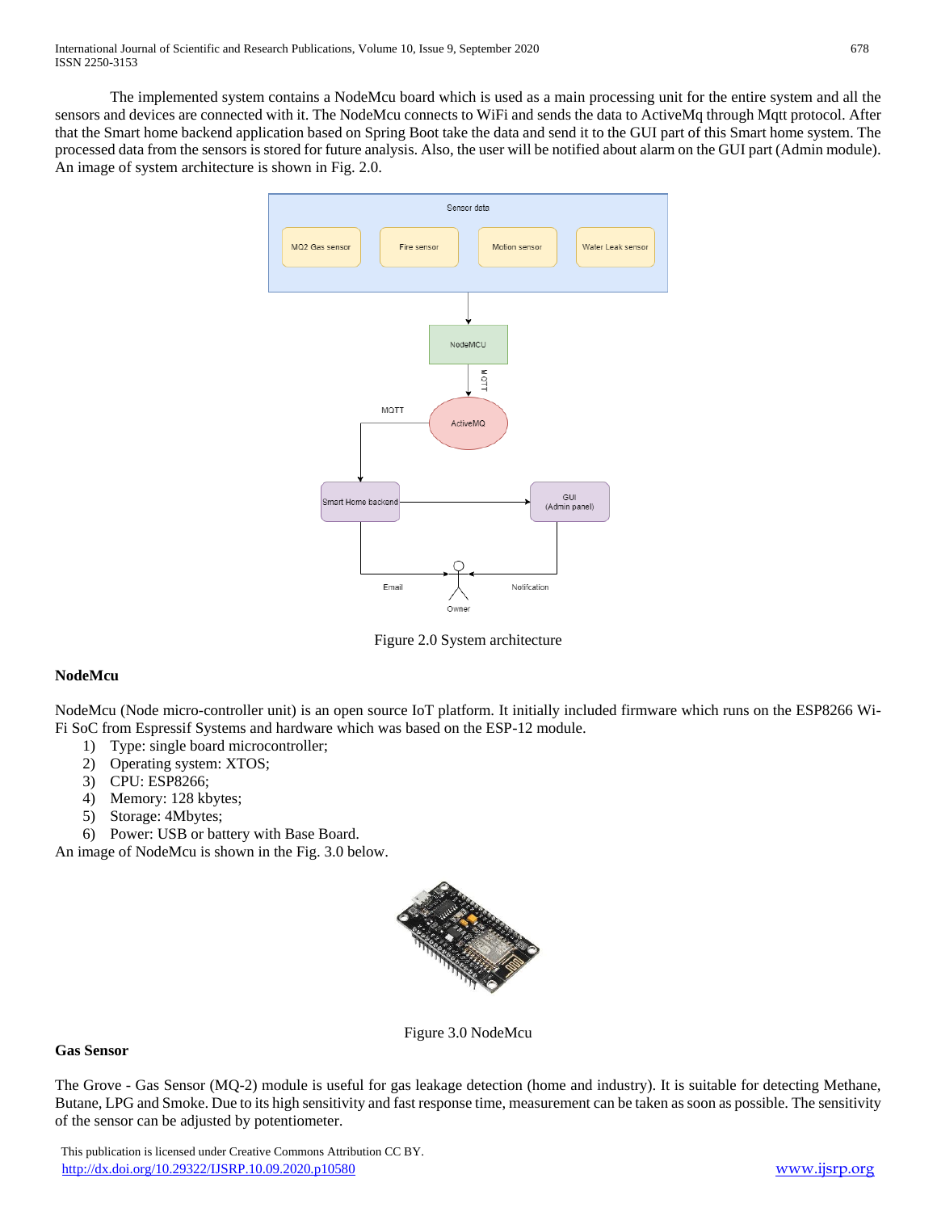The implemented system contains a NodeMcu board which is used as a main processing unit for the entire system and all the sensors and devices are connected with it. The NodeMcu connects to WiFi and sends the data to ActiveMq through Mqtt protocol. After that the Smart home backend application based on Spring Boot take the data and send it to the GUI part of this Smart home system. The processed data from the sensors is stored for future analysis. Also, the user will be notified about alarm on the GUI part (Admin module). An image of system architecture is shown in Fig. 2.0.

Figure 2.0 System architecture

### NodeMcu

NodeMcu (Node micro-controller unit) is an open source IoT platform. It initially included firmware which runs on the ESP8266 Wi-Fi SoC from Espressif Systems and hardware which was based on the ESP-12 module.

1) Type: single board microcontroller;
2) Operating system: XTOS;
3) CPU: ESP8266;
4) Memory: 128 kbytes;
5) Storage: 4Mbytes;
6) Power: USB or battery with Base Board.

An image of NodeMcu is shown in the Fig. 3.0 below.

Figure 3.0 NodeMcu

### Gas Sensor

The Grove - Gas Sensor (MQ-2) module is useful for gas leakage detection (home and industry). It is suitable for detecting Methane, Butane, LPG and Smoke. Due to its high sensitivity and fast response time, measurement can be taken as soon as possible. The sensitivity of the sensor can be adjusted by potentiometer.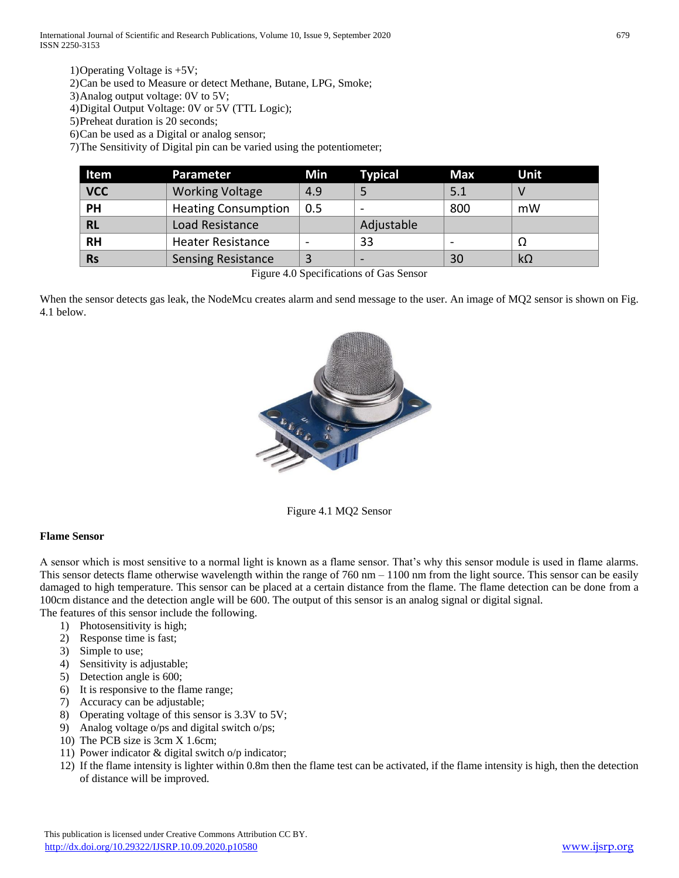1) Operating Voltage is +5V;
2) Can be used to Measure or detect Methane, Butane, LPG, Smoke;
3) Analog output voltage: 0V to 5V;
4) Digital Output Voltage: 0V or 5V (TTL Logic);
5) Preheat duration is 20 seconds;
6) Can be used as a Digital or analog sensor;
7) The Sensitivity of Digital pin can be varied using the potentiometer;

| Item | Parameter | Min | Typical | Max | Unit |
|---|---|---|---|---|---|
| **VCC** | Working Voltage | 4.9 | 5 | 5.1 | V |
| **PH** | Heating Consumption | 0.5 | - | 800 | mW |
| **RL** | Load Resistance | | Adjustable | | |
| **RH** | Heater Resistance | - | 33 | - | Ω |
| **Rs** | Sensing Resistance | 3 | - | 30 | kΩ |

Figure 4.0 Specifications of Gas Sensor

When the sensor detects gas leak, the NodeMcu creates alarm and send message to the user. An image of MQ2 sensor is shown on Fig. 4.1 below.

Figure 4.1 MQ2 Sensor

**Flame Sensor**

A sensor which is most sensitive to a normal light is known as a flame sensor. That's why this sensor module is used in flame alarms. This sensor detects flame otherwise wavelength within the range of 760 nm – 1100 nm from the light source. This sensor can be easily damaged to high temperature. This sensor can be placed at a certain distance from the flame. The flame detection can be done from a 100cm distance and the detection angle will be 600. The output of this sensor is an analog signal or digital signal.
The features of this sensor include the following.

1) Photosensitivity is high;
2) Response time is fast;
3) Simple to use;
4) Sensitivity is adjustable;
5) Detection angle is 600;
6) It is responsive to the flame range;
7) Accuracy can be adjustable;
8) Operating voltage of this sensor is 3.3V to 5V;
9) Analog voltage o/ps and digital switch o/ps;
10) The PCB size is 3cm X 1.6cm;
11) Power indicator & digital switch o/p indicator;
12) If the flame intensity is lighter within 0.8m then the flame test can be activated, if the flame intensity is high, then the detection of distance will be improved.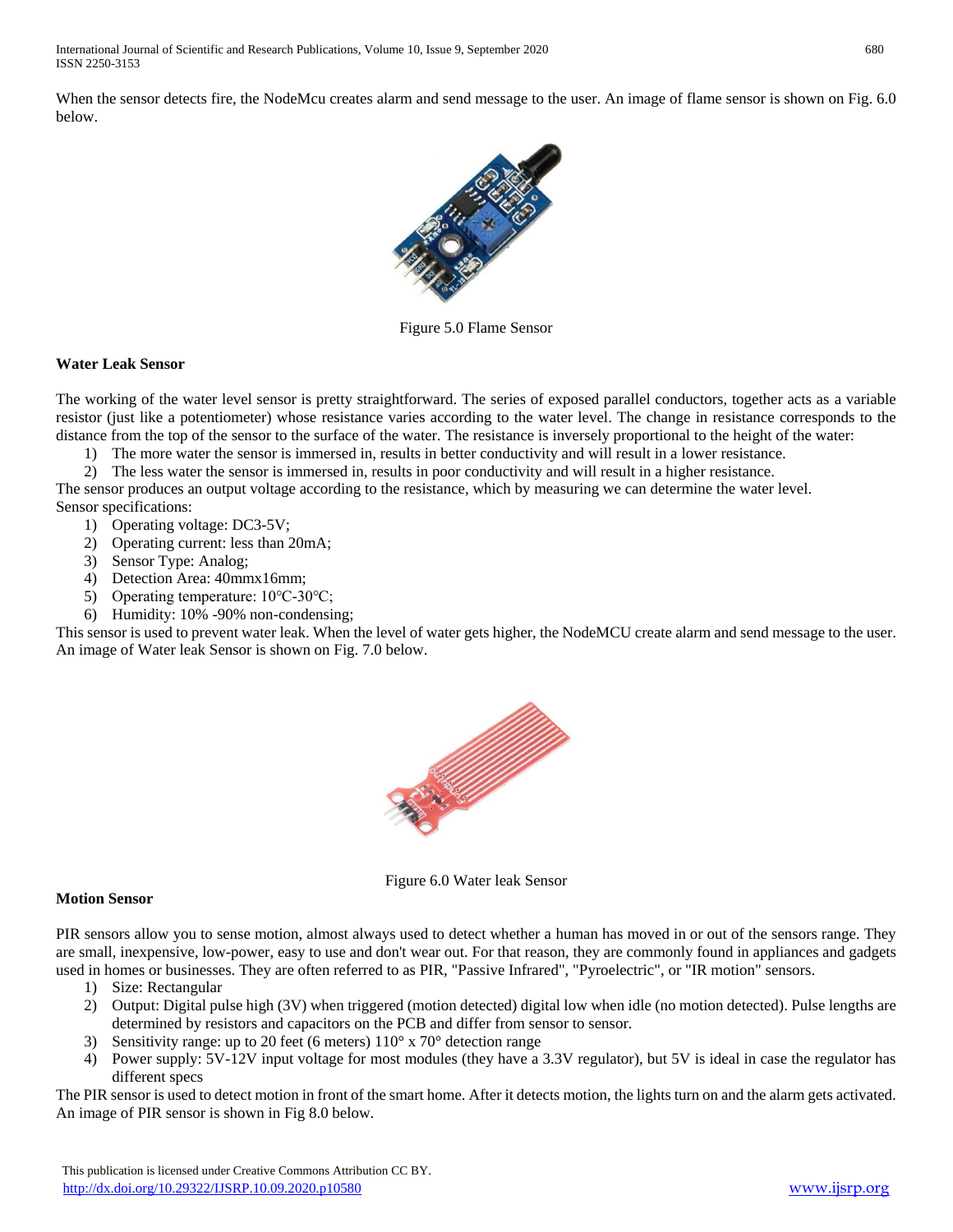When the sensor detects fire, the NodeMcu creates alarm and send message to the user. An image of flame sensor is shown on Fig. 6.0 below.

Figure 5.0 Flame Sensor

**Water Leak Sensor**

The working of the water level sensor is pretty straightforward. The series of exposed parallel conductors, together acts as a variable resistor (just like a potentiometer) whose resistance varies according to the water level. The change in resistance corresponds to the distance from the top of the sensor to the surface of the water. The resistance is inversely proportional to the height of the water:

1) The more water the sensor is immersed in, results in better conductivity and will result in a lower resistance.
2) The less water the sensor is immersed in, results in poor conductivity and will result in a higher resistance.

The sensor produces an output voltage according to the resistance, which by measuring we can determine the water level.
Sensor specifications:

1) Operating voltage: DC3-5V;
2) Operating current: less than 20mA;
3) Sensor Type: Analog;
4) Detection Area: 40mmx16mm;
5) Operating temperature: 10℃-30℃;
6) Humidity: 10% -90% non-condensing;

This sensor is used to prevent water leak. When the level of water gets higher, the NodeMCU create alarm and send message to the user. An image of Water leak Sensor is shown on Fig. 7.0 below.

Figure 6.0 Water leak Sensor

**Motion Sensor**

PIR sensors allow you to sense motion, almost always used to detect whether a human has moved in or out of the sensors range. They are small, inexpensive, low-power, easy to use and don't wear out. For that reason, they are commonly found in appliances and gadgets used in homes or businesses. They are often referred to as PIR, "Passive Infrared", "Pyroelectric", or "IR motion" sensors.

1) Size: Rectangular
2) Output: Digital pulse high (3V) when triggered (motion detected) digital low when idle (no motion detected). Pulse lengths are determined by resistors and capacitors on the PCB and differ from sensor to sensor.
3) Sensitivity range: up to 20 feet (6 meters) 110° x 70° detection range
4) Power supply: 5V-12V input voltage for most modules (they have a 3.3V regulator), but 5V is ideal in case the regulator has different specs

The PIR sensor is used to detect motion in front of the smart home. After it detects motion, the lights turn on and the alarm gets activated. An image of PIR sensor is shown in Fig 8.0 below.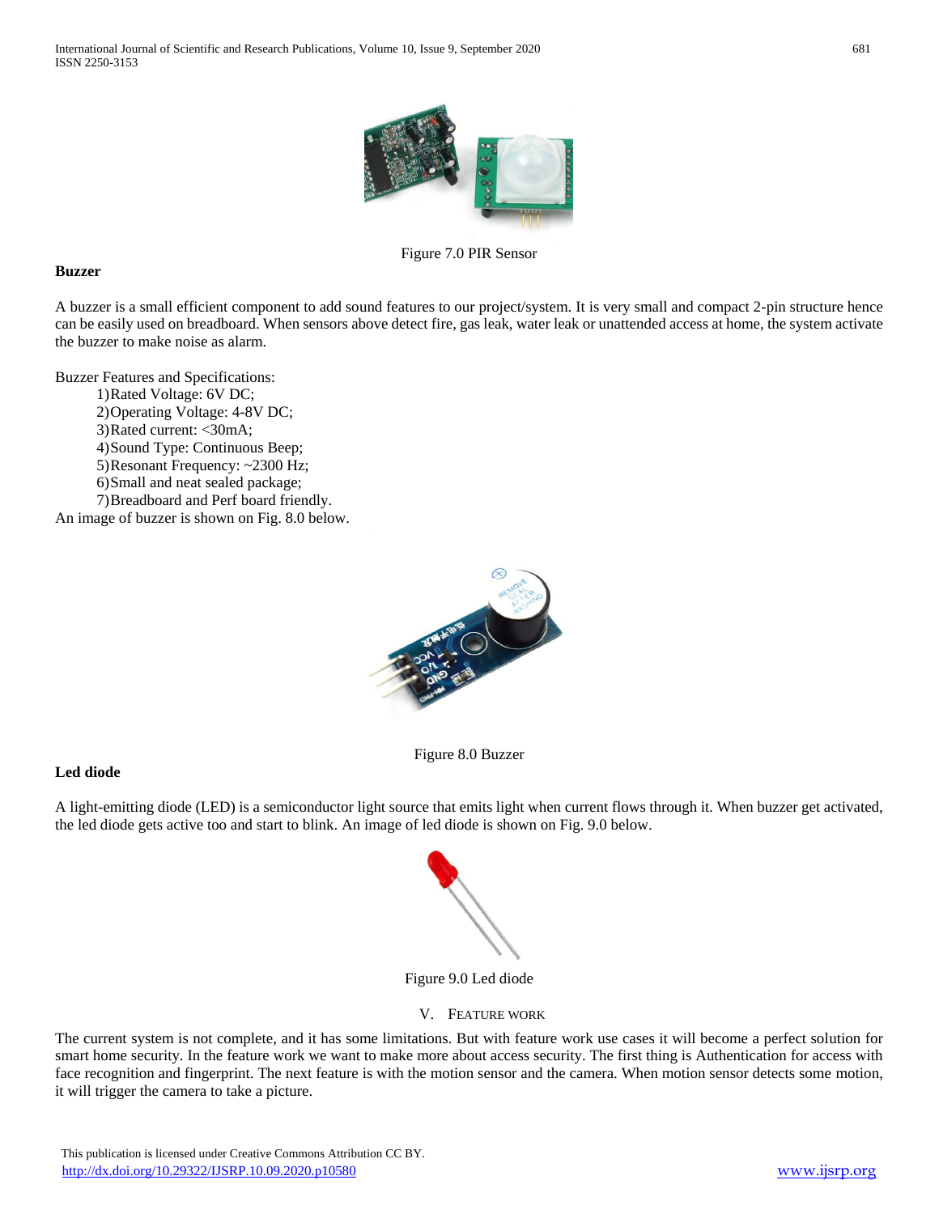Figure 7.0 PIR Sensor

**Buzzer**

A buzzer is a small efficient component to add sound features to our project/system. It is very small and compact 2-pin structure hence can be easily used on breadboard. When sensors above detect fire, gas leak, water leak or unattended access at home, the system activate the buzzer to make noise as alarm.

Buzzer Features and Specifications:

1) Rated Voltage: 6V DC;
2) Operating Voltage: 4-8V DC;
3) Rated current: <30mA;
4) Sound Type: Continuous Beep;
5) Resonant Frequency: ~2300 Hz;
6) Small and neat sealed package;
7) Breadboard and Perf board friendly.

An image of buzzer is shown on Fig. 8.0 below.

Figure 8.0 Buzzer

**Led diode**

A light-emitting diode (LED) is a semiconductor light source that emits light when current flows through it. When buzzer get activated, the led diode gets active too and start to blink. An image of led diode is shown on Fig. 9.0 below.

Figure 9.0 Led diode

## V. Feature Work

The current system is not complete, and it has some limitations. But with feature work use cases it will become a perfect solution for smart home security. In the feature work we want to make more about access security. The first thing is Authentication for access with face recognition and fingerprint. The next feature is with the motion sensor and the camera. When motion sensor detects some motion, it will trigger the camera to take a picture.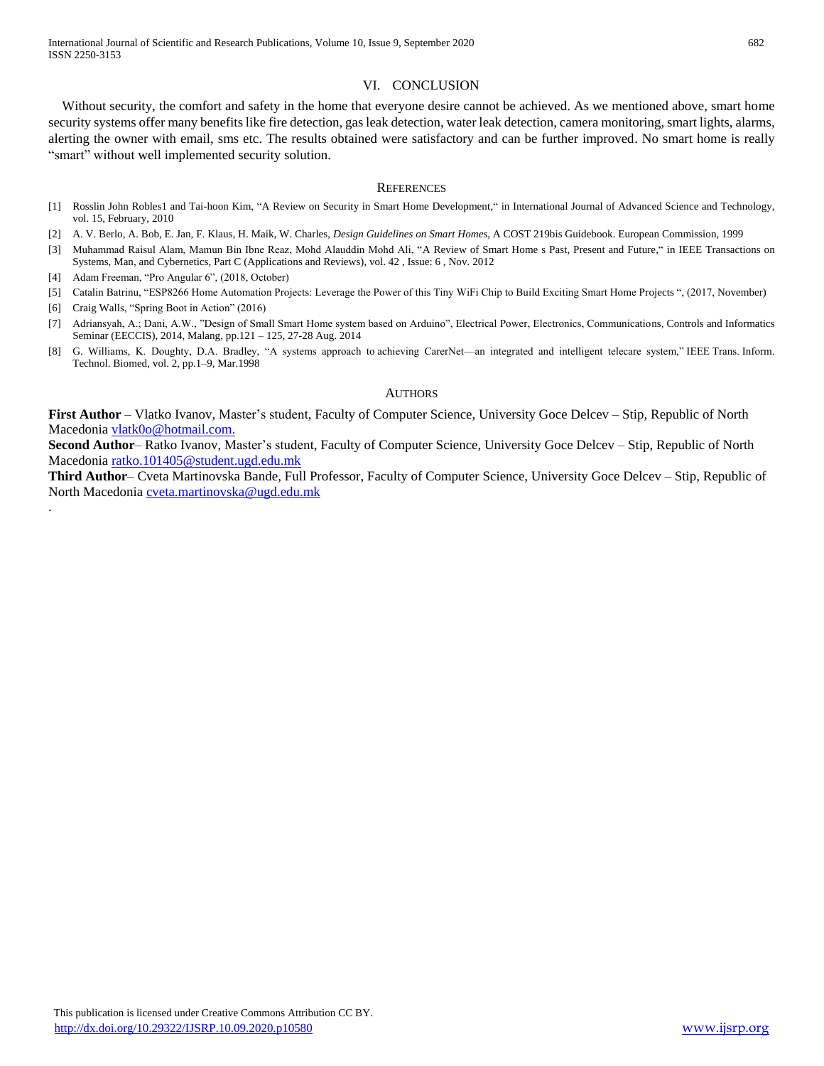## VI. CONCLUSION

Without security, the comfort and safety in the home that everyone desire cannot be achieved. As we mentioned above, smart home security systems offer many benefits like fire detection, gas leak detection, water leak detection, camera monitoring, smart lights, alarms, alerting the owner with email, sms etc. The results obtained were satisfactory and can be further improved. No smart home is really "smart" without well implemented security solution.

## REFERENCES

[1] Rosslin John Robles1 and Tai-hoon Kim, "A Review on Security in Smart Home Development," in International Journal of Advanced Science and Technology, vol. 15, February, 2010

[2] A. V. Berlo, A. Bob, E. Jan, F. Klaus, H. Maik, W. Charles, *Design Guidelines on Smart Homes*, A COST 219bis Guidebook. European Commission, 1999

[3] Muhammad Raisul Alam, Mamun Bin Ibne Reaz, Mohd Alauddin Mohd Ali, "A Review of Smart Home s Past, Present and Future," in IEEE Transactions on Systems, Man, and Cybernetics, Part C (Applications and Reviews), vol. 42 , Issue: 6 , Nov. 2012

[4] Adam Freeman, "Pro Angular 6", (2018, October)

[5] Catalin Batrinu, "ESP8266 Home Automation Projects: Leverage the Power of this Tiny WiFi Chip to Build Exciting Smart Home Projects ", (2017, November)

[6] Craig Walls, "Spring Boot in Action" (2016)

[7] Adriansyah, A.; Dani, A.W., "Design of Small Smart Home system based on Arduino", Electrical Power, Electronics, Communications, Controls and Informatics Seminar (EECCIS), 2014, Malang, pp.121 – 125, 27-28 Aug. 2014

[8] G. Williams, K. Doughty, D.A. Bradley, "A systems approach to achieving CarerNet—an integrated and intelligent telecare system," IEEE Trans. Inform. Technol. Biomed, vol. 2, pp.1–9, Mar.1998

## AUTHORS

**First Author** – Vlatko Ivanov, Master's student, Faculty of Computer Science, University Goce Delcev – Stip, Republic of North Macedonia vlatk0o@hotmail.com.

**Second Author**– Ratko Ivanov, Master's student, Faculty of Computer Science, University Goce Delcev – Stip, Republic of North Macedonia ratko.101405@student.ugd.edu.mk

**Third Author**– Cveta Martinovska Bande, Full Professor, Faculty of Computer Science, University Goce Delcev – Stip, Republic of North Macedonia cveta.martinovska@ugd.edu.mk

This publication is licensed under Creative Commons Attribution CC BY.
http://dx.doi.org/10.29322/IJSRP.10.09.2020.p10580